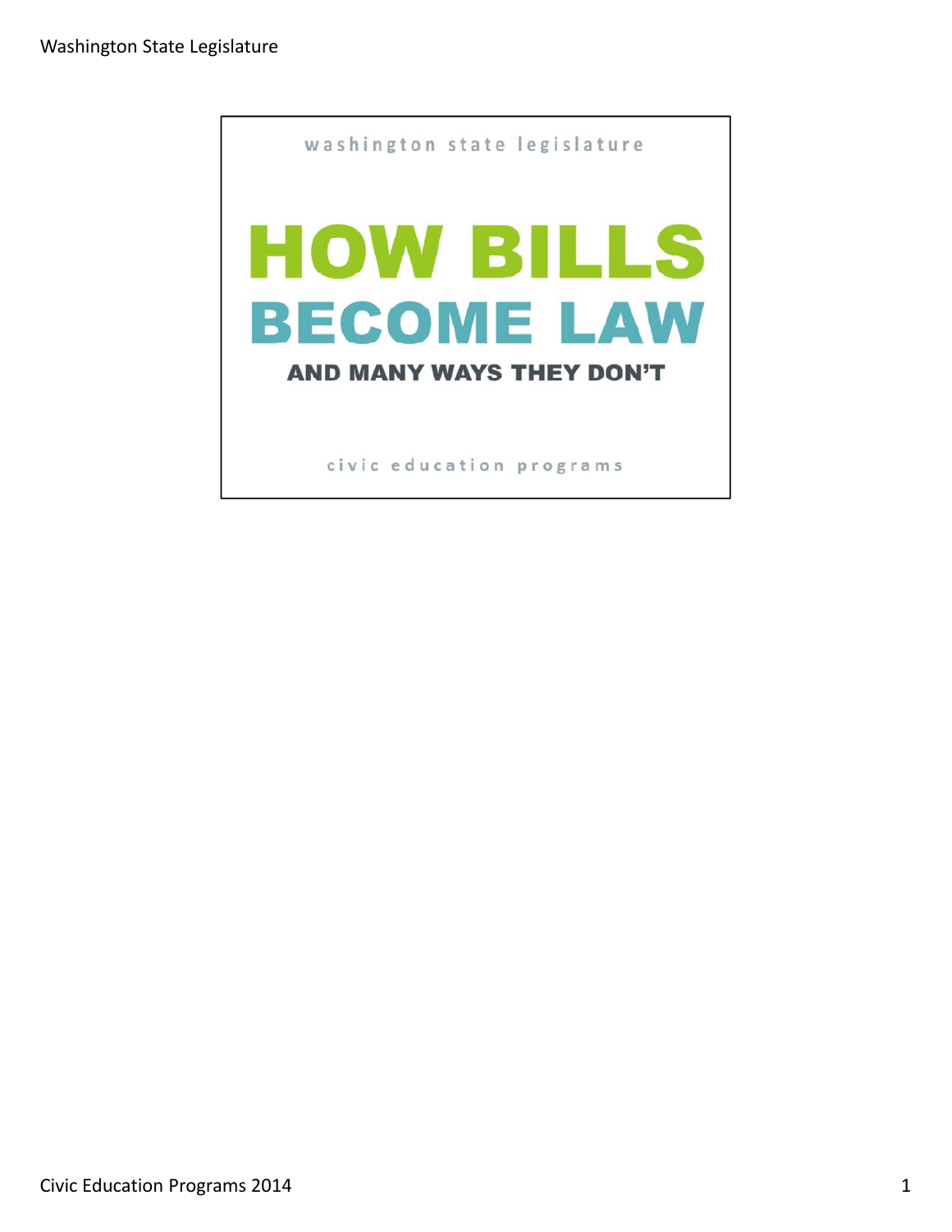washington state legislature

# HOW BILLS BECOME LAW

## AND MANY WAYS THEY DON'T

civic education programs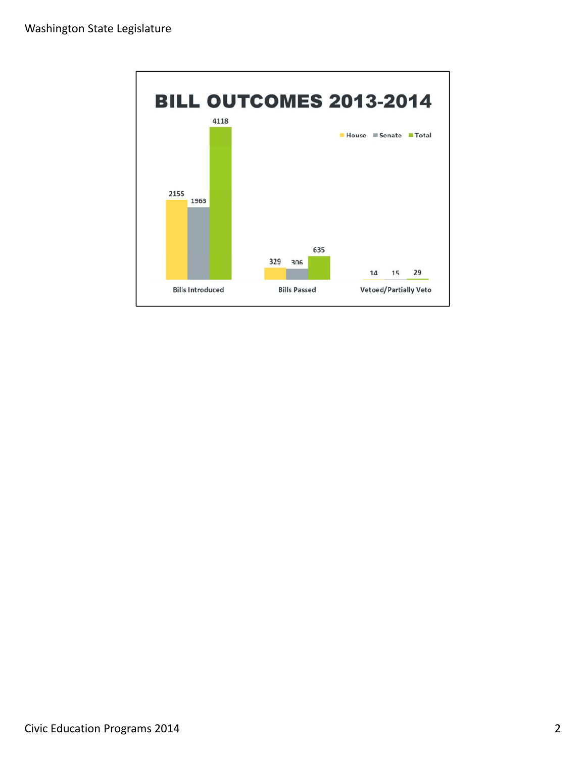# BILL OUTCOMES 2013-2014

| | House | Senate | Total |
|---|---|---|---|
| Bills Introduced | 2155 | 1963 | 4118 |
| Bills Passed | 329 | 306 | 635 |
| Vetoed/Partially Veto | 14 | 15 | 29 |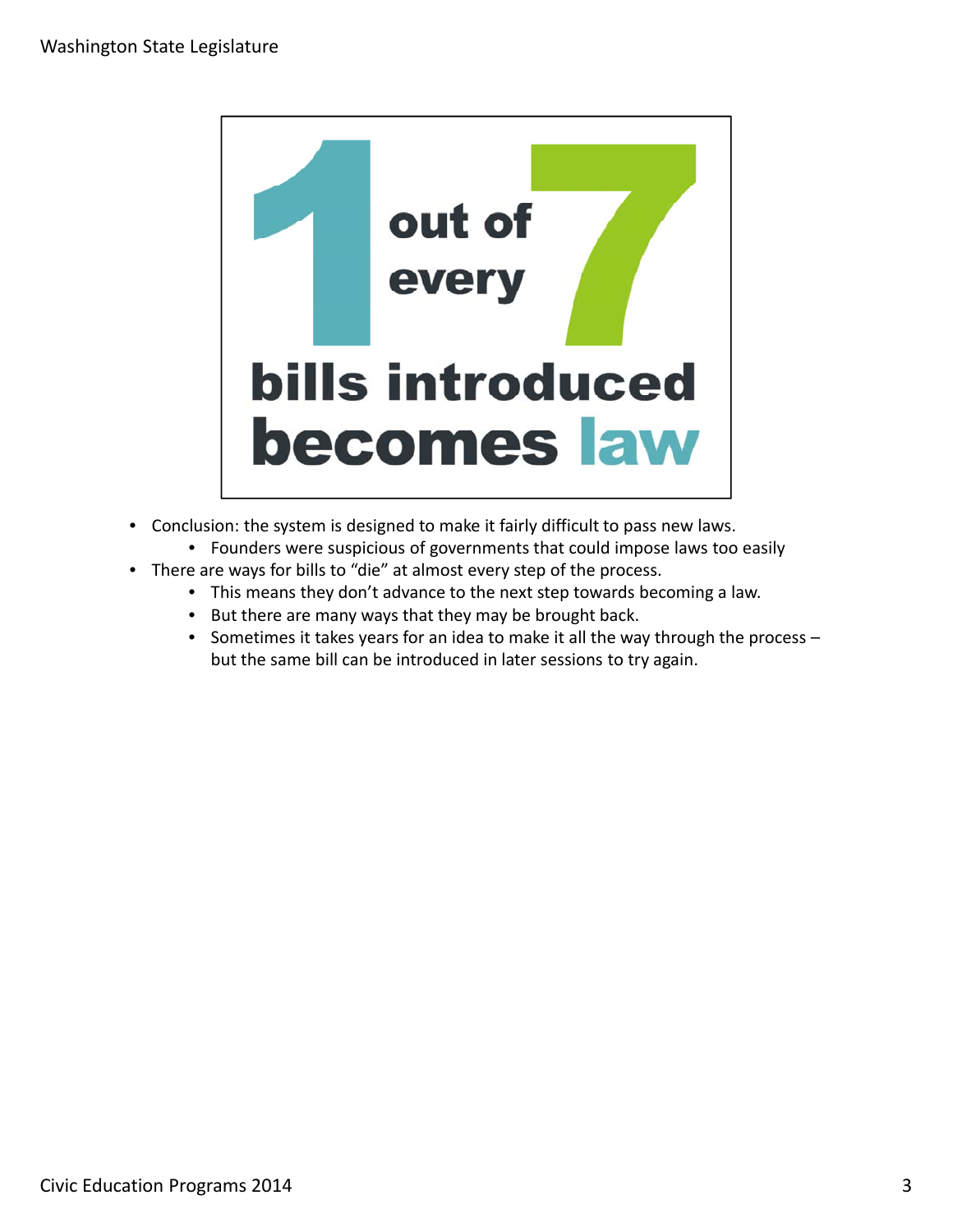**1 out of every 7 bills introduced becomes law**

- Conclusion: the system is designed to make it fairly difficult to pass new laws.
  - Founders were suspicious of governments that could impose laws too easily
- There are ways for bills to "die" at almost every step of the process.
  - This means they don't advance to the next step towards becoming a law.
  - But there are many ways that they may be brought back.
  - Sometimes it takes years for an idea to make it all the way through the process – but the same bill can be introduced in later sessions to try again.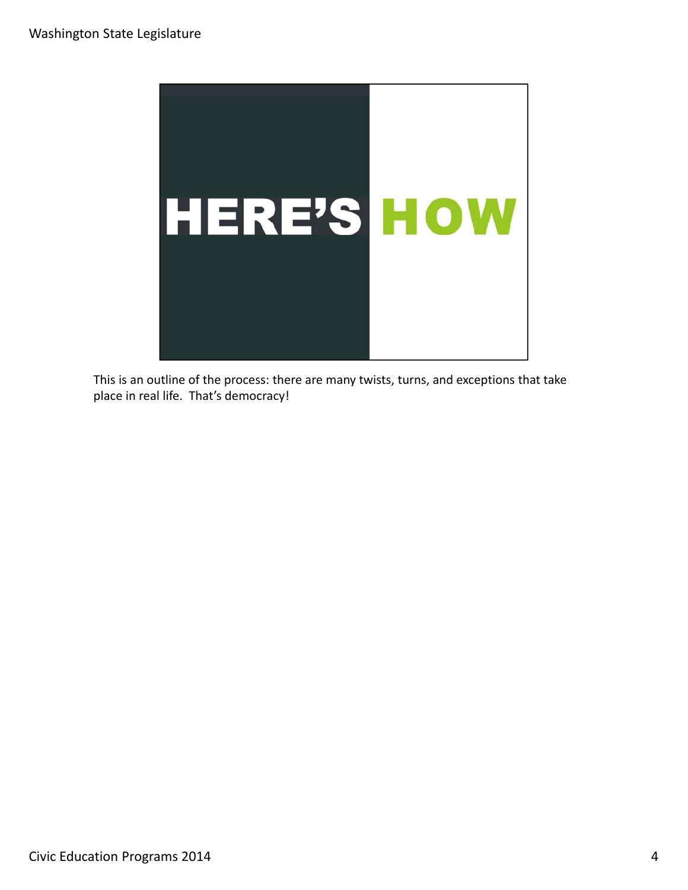HERE'S HOW

This is an outline of the process: there are many twists, turns, and exceptions that take place in real life. That's democracy!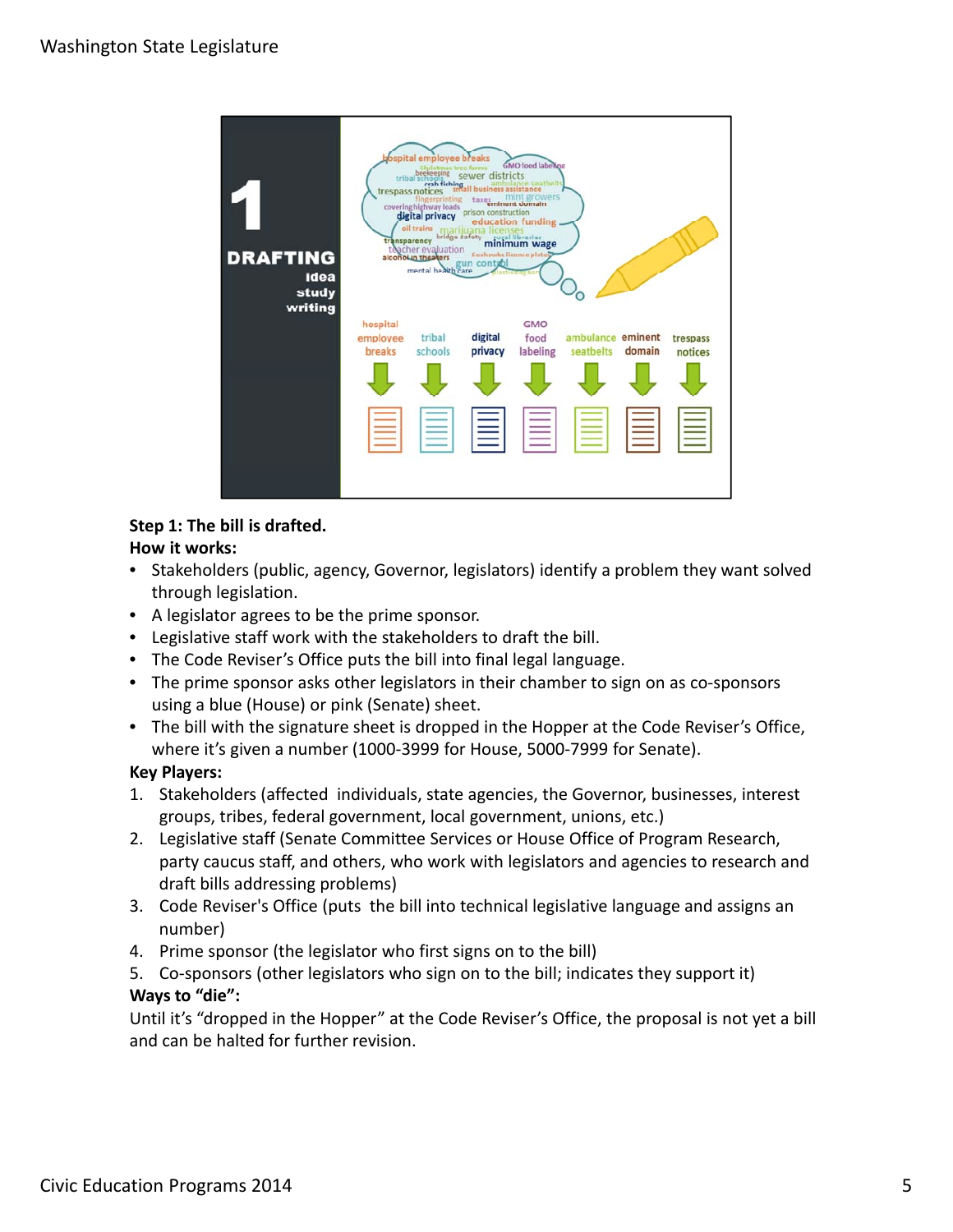**Step 1: The bill is drafted.**

**How it works:**

- Stakeholders (public, agency, Governor, legislators) identify a problem they want solved through legislation.
- A legislator agrees to be the prime sponsor.
- Legislative staff work with the stakeholders to draft the bill.
- The Code Reviser's Office puts the bill into final legal language.
- The prime sponsor asks other legislators in their chamber to sign on as co-sponsors using a blue (House) or pink (Senate) sheet.
- The bill with the signature sheet is dropped in the Hopper at the Code Reviser's Office, where it's given a number (1000-3999 for House, 5000-7999 for Senate).

**Key Players:**

1. Stakeholders (affected individuals, state agencies, the Governor, businesses, interest groups, tribes, federal government, local government, unions, etc.)
2. Legislative staff (Senate Committee Services or House Office of Program Research, party caucus staff, and others, who work with legislators and agencies to research and draft bills addressing problems)
3. Code Reviser's Office (puts the bill into technical legislative language and assigns an number)
4. Prime sponsor (the legislator who first signs on to the bill)
5. Co-sponsors (other legislators who sign on to the bill; indicates they support it)

**Ways to "die":**

Until it's "dropped in the Hopper" at the Code Reviser's Office, the proposal is not yet a bill and can be halted for further revision.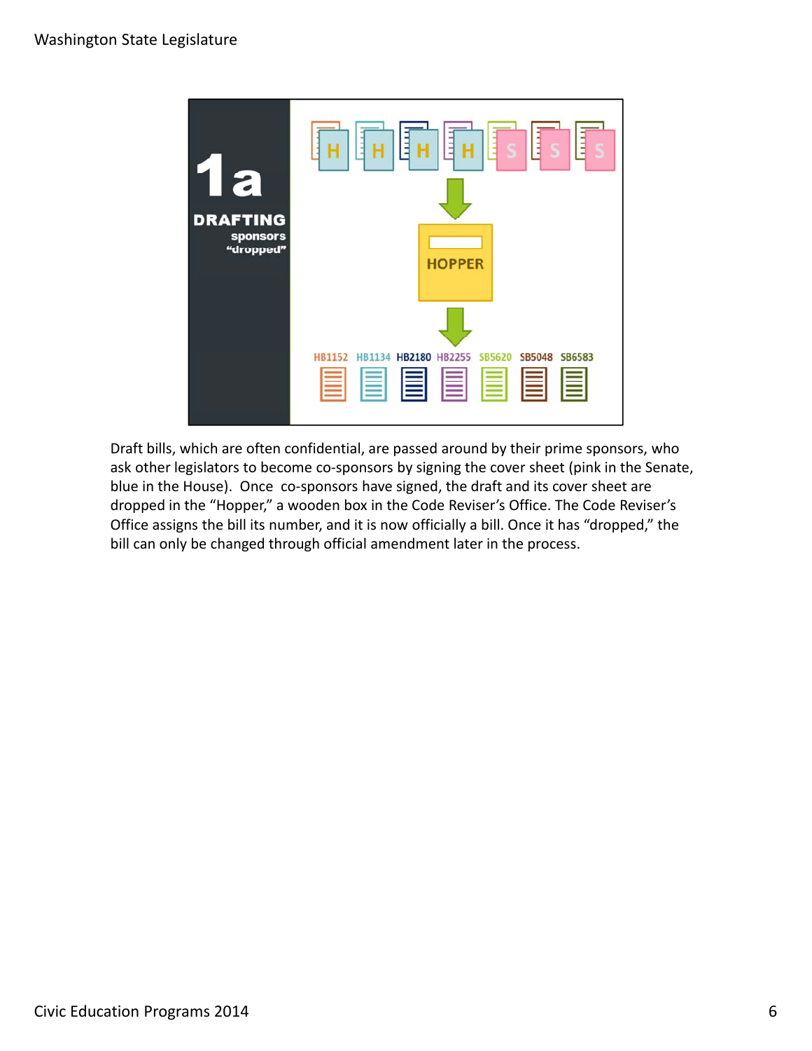## 1a DRAFTING

sponsors "dropped"

HOPPER

HB1152 HB1134 HB2180 HB2255 SB5620 SB5048 SB6583

Draft bills, which are often confidential, are passed around by their prime sponsors, who ask other legislators to become co-sponsors by signing the cover sheet (pink in the Senate, blue in the House). Once co-sponsors have signed, the draft and its cover sheet are dropped in the "Hopper," a wooden box in the Code Reviser's Office. The Code Reviser's Office assigns the bill its number, and it is now officially a bill. Once it has "dropped," the bill can only be changed through official amendment later in the process.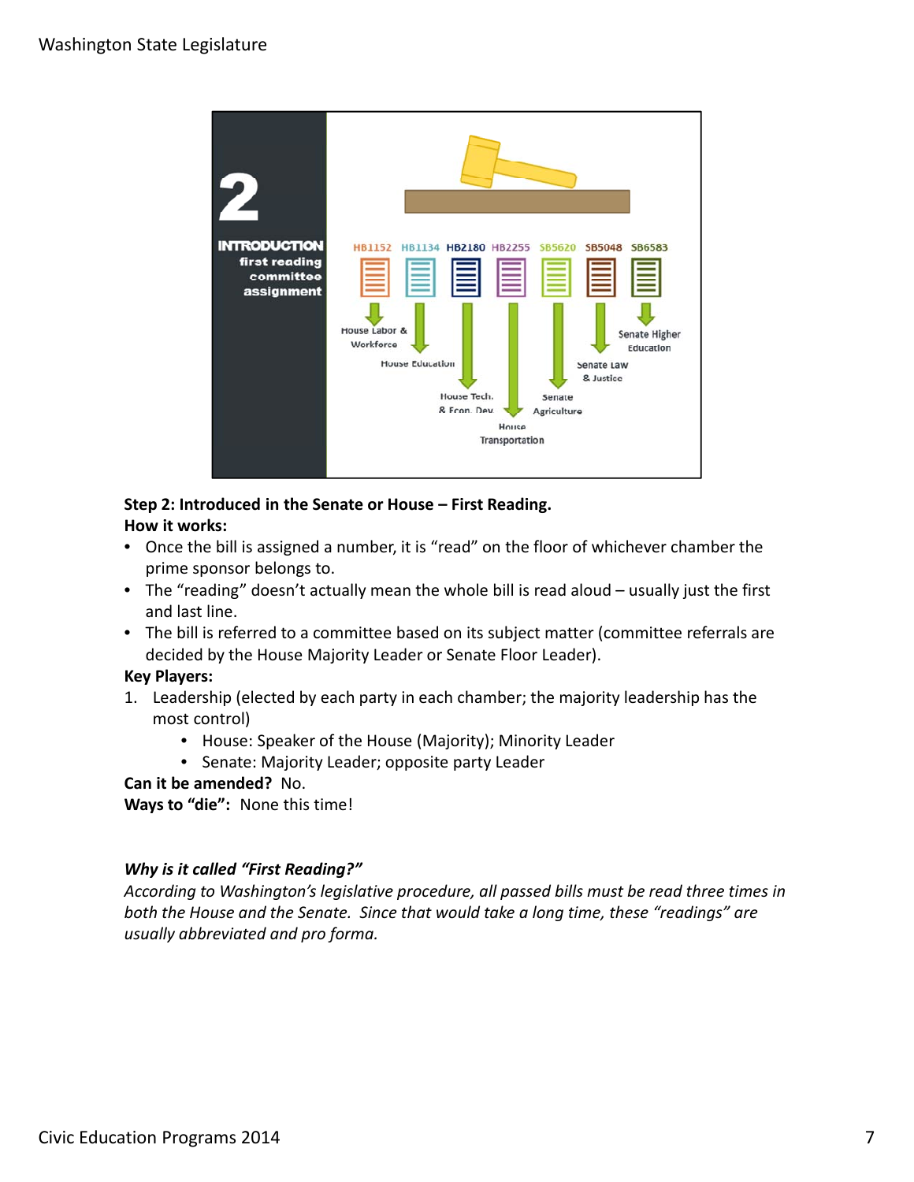**Step 2: Introduced in the Senate or House – First Reading.**

**How it works:**

- Once the bill is assigned a number, it is "read" on the floor of whichever chamber the prime sponsor belongs to.
- The "reading" doesn't actually mean the whole bill is read aloud – usually just the first and last line.
- The bill is referred to a committee based on its subject matter (committee referrals are decided by the House Majority Leader or Senate Floor Leader).

**Key Players:**

1. Leadership (elected by each party in each chamber; the majority leadership has the most control)
    - House: Speaker of the House (Majority); Minority Leader
    - Senate: Majority Leader; opposite party Leader

**Can it be amended?** No.

**Ways to "die":** None this time!

***Why is it called "First Reading?"***

*According to Washington's legislative procedure, all passed bills must be read three times in both the House and the Senate. Since that would take a long time, these "readings" are usually abbreviated and pro forma.*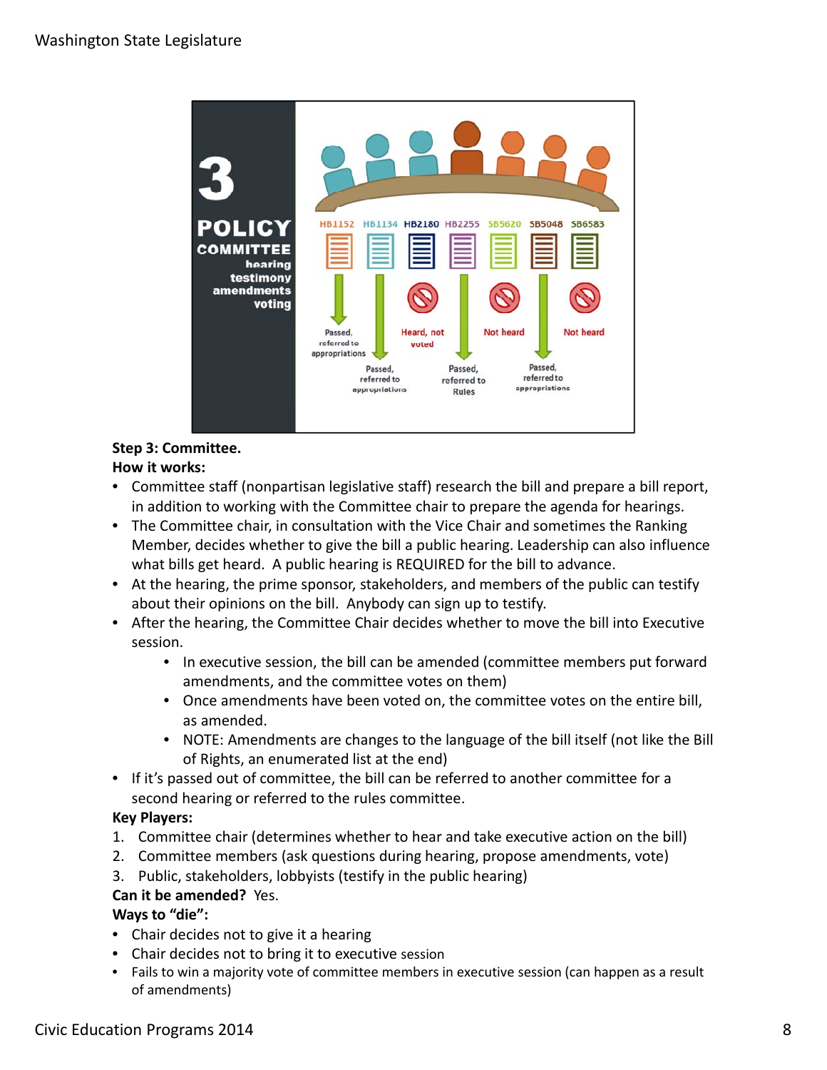**Step 3: Committee.**

**How it works:**

- Committee staff (nonpartisan legislative staff) research the bill and prepare a bill report, in addition to working with the Committee chair to prepare the agenda for hearings.
- The Committee chair, in consultation with the Vice Chair and sometimes the Ranking Member, decides whether to give the bill a public hearing. Leadership can also influence what bills get heard. A public hearing is REQUIRED for the bill to advance.
- At the hearing, the prime sponsor, stakeholders, and members of the public can testify about their opinions on the bill. Anybody can sign up to testify.
- After the hearing, the Committee Chair decides whether to move the bill into Executive session.
    - In executive session, the bill can be amended (committee members put forward amendments, and the committee votes on them)
    - Once amendments have been voted on, the committee votes on the entire bill, as amended.
    - NOTE: Amendments are changes to the language of the bill itself (not like the Bill of Rights, an enumerated list at the end)
- If it's passed out of committee, the bill can be referred to another committee for a second hearing or referred to the rules committee.

**Key Players:**

1. Committee chair (determines whether to hear and take executive action on the bill)
2. Committee members (ask questions during hearing, propose amendments, vote)
3. Public, stakeholders, lobbyists (testify in the public hearing)

**Can it be amended?** Yes.

**Ways to "die":**

- Chair decides not to give it a hearing
- Chair decides not to bring it to executive session
- Fails to win a majority vote of committee members in executive session (can happen as a result of amendments)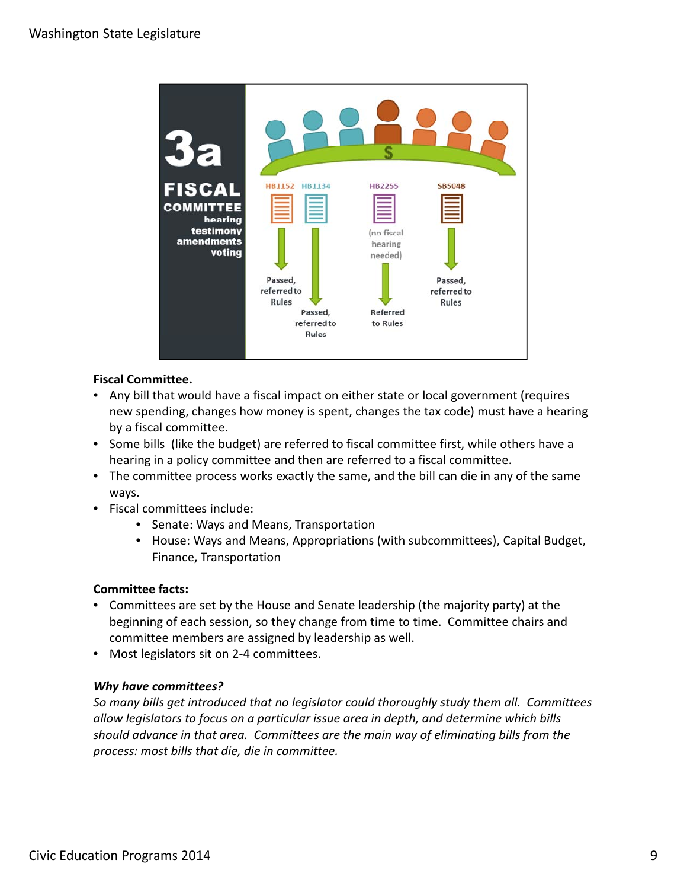Fiscal Committee.

- Any bill that would have a fiscal impact on either state or local government (requires new spending, changes how money is spent, changes the tax code) must have a hearing by a fiscal committee.
- Some bills (like the budget) are referred to fiscal committee first, while others have a hearing in a policy committee and then are referred to a fiscal committee.
- The committee process works exactly the same, and the bill can die in any of the same ways.
- Fiscal committees include:
  - Senate: Ways and Means, Transportation
  - House: Ways and Means, Appropriations (with subcommittees), Capital Budget, Finance, Transportation

**Committee facts:**

- Committees are set by the House and Senate leadership (the majority party) at the beginning of each session, so they change from time to time. Committee chairs and committee members are assigned by leadership as well.
- Most legislators sit on 2-4 committees.

***Why have committees?***

*So many bills get introduced that no legislator could thoroughly study them all. Committees allow legislators to focus on a particular issue area in depth, and determine which bills should advance in that area. Committees are the main way of eliminating bills from the process: most bills that die, die in committee.*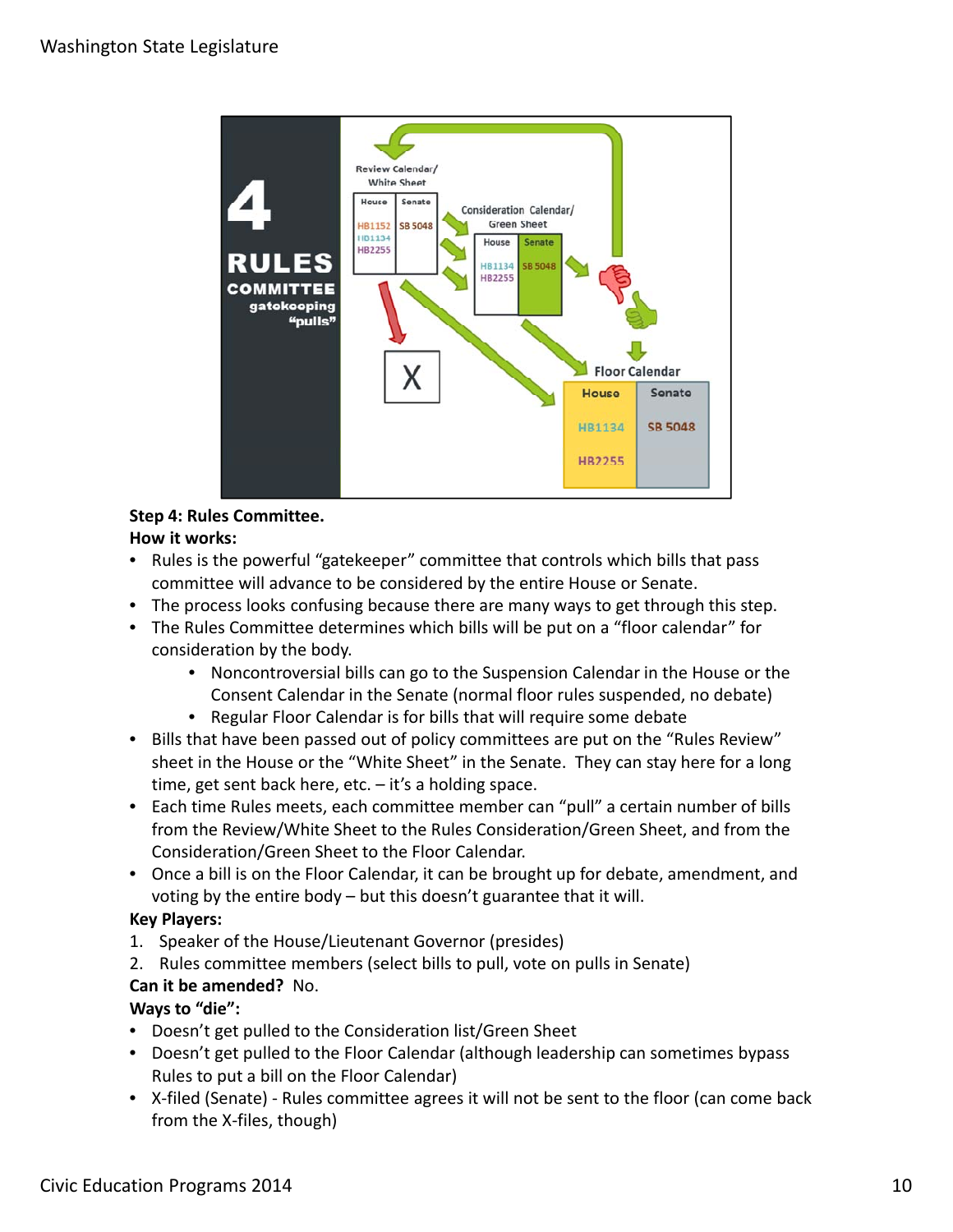**Step 4: Rules Committee.**

**How it works:**

- Rules is the powerful "gatekeeper" committee that controls which bills that pass committee will advance to be considered by the entire House or Senate.
- The process looks confusing because there are many ways to get through this step.
- The Rules Committee determines which bills will be put on a "floor calendar" for consideration by the body.
    - Noncontroversial bills can go to the Suspension Calendar in the House or the Consent Calendar in the Senate (normal floor rules suspended, no debate)
    - Regular Floor Calendar is for bills that will require some debate
- Bills that have been passed out of policy committees are put on the "Rules Review" sheet in the House or the "White Sheet" in the Senate. They can stay here for a long time, get sent back here, etc. – it's a holding space.
- Each time Rules meets, each committee member can "pull" a certain number of bills from the Review/White Sheet to the Rules Consideration/Green Sheet, and from the Consideration/Green Sheet to the Floor Calendar.
- Once a bill is on the Floor Calendar, it can be brought up for debate, amendment, and voting by the entire body – but this doesn't guarantee that it will.

**Key Players:**

1. Speaker of the House/Lieutenant Governor (presides)
2. Rules committee members (select bills to pull, vote on pulls in Senate)

**Can it be amended?** No.

**Ways to "die":**

- Doesn't get pulled to the Consideration list/Green Sheet
- Doesn't get pulled to the Floor Calendar (although leadership can sometimes bypass Rules to put a bill on the Floor Calendar)
- X-filed (Senate) - Rules committee agrees it will not be sent to the floor (can come back from the X-files, though)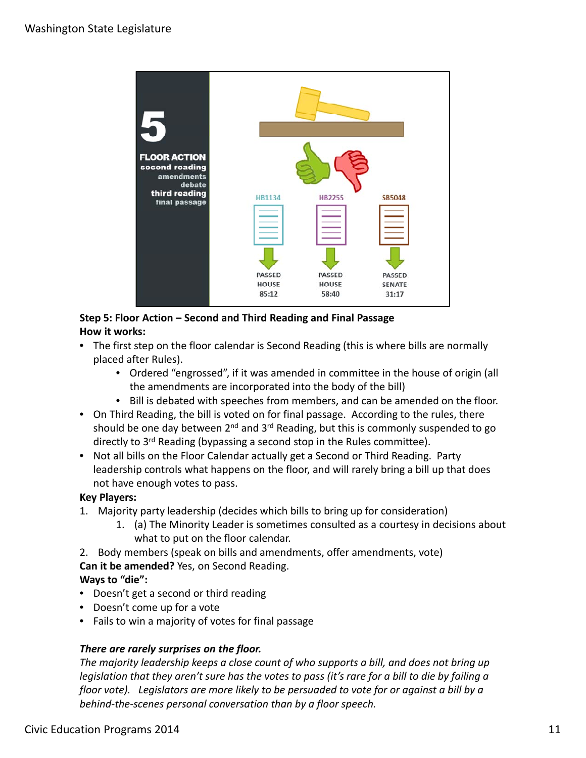**Step 5: Floor Action – Second and Third Reading and Final Passage**
**How it works:**

- The first step on the floor calendar is Second Reading (this is where bills are normally placed after Rules).
    - Ordered "engrossed", if it was amended in committee in the house of origin (all the amendments are incorporated into the body of the bill)
    - Bill is debated with speeches from members, and can be amended on the floor.
- On Third Reading, the bill is voted on for final passage. According to the rules, there should be one day between 2nd and 3rd Reading, but this is commonly suspended to go directly to 3rd Reading (bypassing a second stop in the Rules committee).
- Not all bills on the Floor Calendar actually get a Second or Third Reading. Party leadership controls what happens on the floor, and will rarely bring a bill up that does not have enough votes to pass.

**Key Players:**

1. Majority party leadership (decides which bills to bring up for consideration)
    1. (a) The Minority Leader is sometimes consulted as a courtesy in decisions about what to put on the floor calendar.
2. Body members (speak on bills and amendments, offer amendments, vote)

**Can it be amended?** Yes, on Second Reading.

**Ways to "die":**

- Doesn't get a second or third reading
- Doesn't come up for a vote
- Fails to win a majority of votes for final passage

***There are rarely surprises on the floor.***
*The majority leadership keeps a close count of who supports a bill, and does not bring up legislation that they aren't sure has the votes to pass (it's rare for a bill to die by failing a floor vote). Legislators are more likely to be persuaded to vote for or against a bill by a behind-the-scenes personal conversation than by a floor speech.*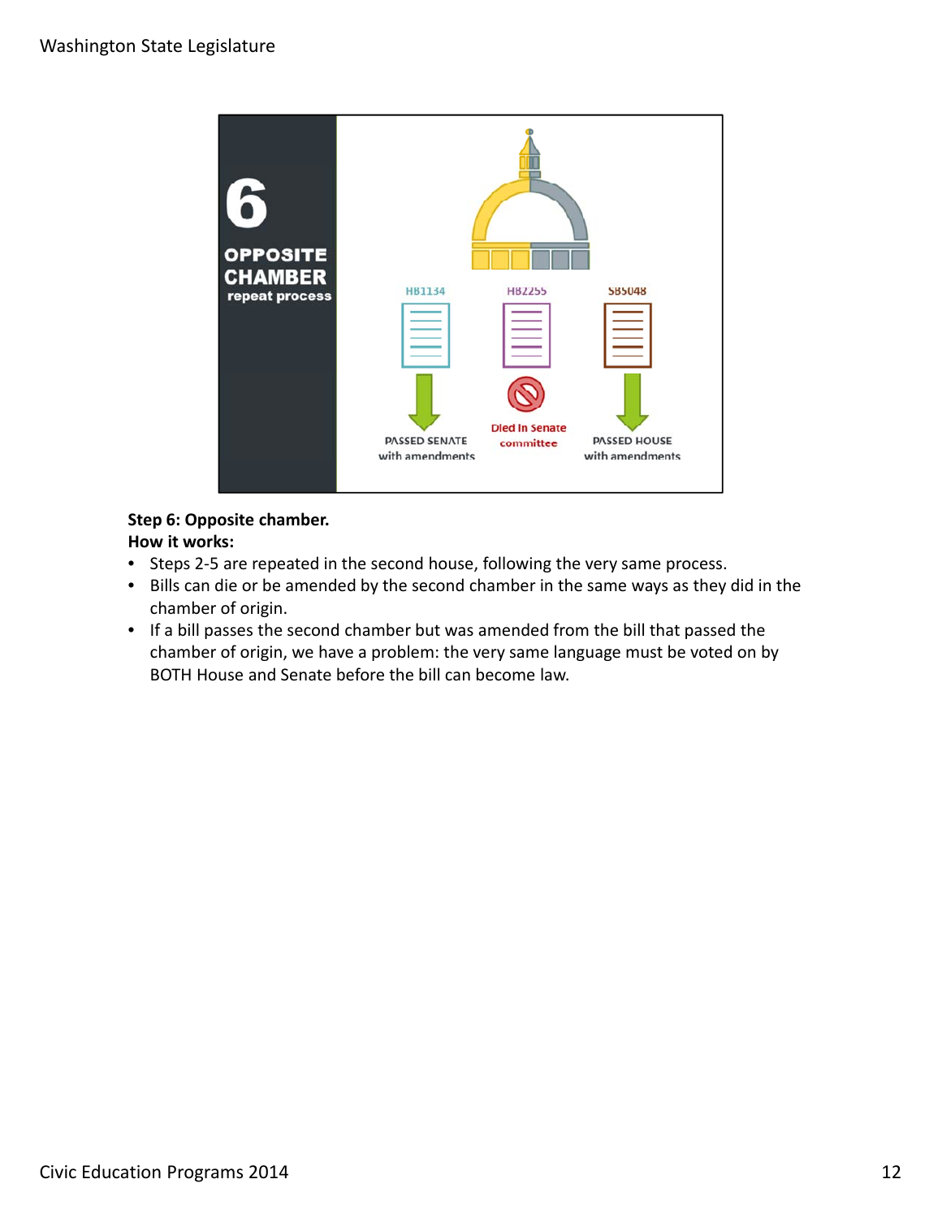**Step 6: Opposite chamber.**
**How it works:**

- Steps 2-5 are repeated in the second house, following the very same process.
- Bills can die or be amended by the second chamber in the same ways as they did in the chamber of origin.
- If a bill passes the second chamber but was amended from the bill that passed the chamber of origin, we have a problem: the very same language must be voted on by BOTH House and Senate before the bill can become law.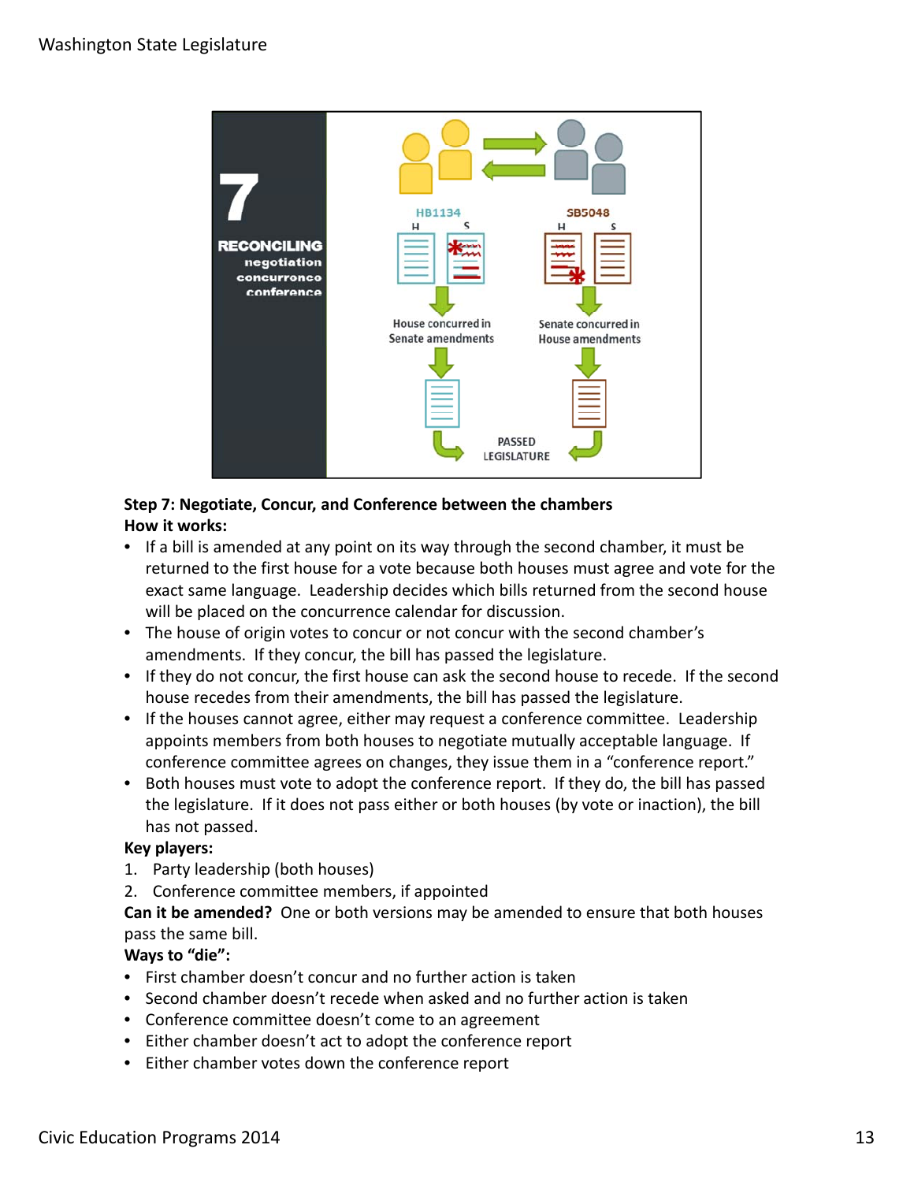**Step 7: Negotiate, Concur, and Conference between the chambers**
**How it works:**

- If a bill is amended at any point on its way through the second chamber, it must be returned to the first house for a vote because both houses must agree and vote for the exact same language. Leadership decides which bills returned from the second house will be placed on the concurrence calendar for discussion.
- The house of origin votes to concur or not concur with the second chamber's amendments. If they concur, the bill has passed the legislature.
- If they do not concur, the first house can ask the second house to recede. If the second house recedes from their amendments, the bill has passed the legislature.
- If the houses cannot agree, either may request a conference committee. Leadership appoints members from both houses to negotiate mutually acceptable language. If conference committee agrees on changes, they issue them in a "conference report."
- Both houses must vote to adopt the conference report. If they do, the bill has passed the legislature. If it does not pass either or both houses (by vote or inaction), the bill has not passed.

**Key players:**

1. Party leadership (both houses)
2. Conference committee members, if appointed

**Can it be amended?** One or both versions may be amended to ensure that both houses pass the same bill.

**Ways to "die":**

- First chamber doesn't concur and no further action is taken
- Second chamber doesn't recede when asked and no further action is taken
- Conference committee doesn't come to an agreement
- Either chamber doesn't act to adopt the conference report
- Either chamber votes down the conference report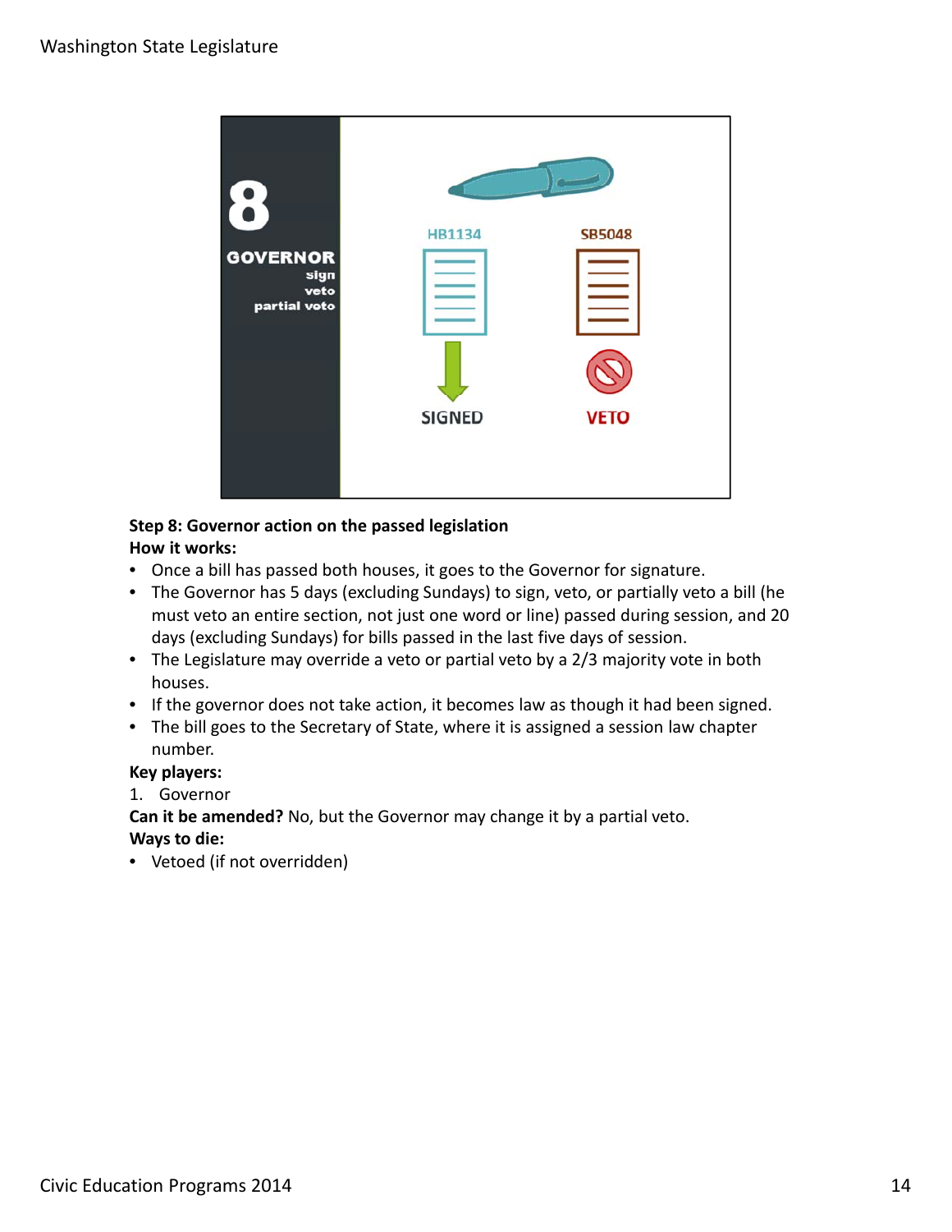**Step 8: Governor action on the passed legislation**

**How it works:**

- Once a bill has passed both houses, it goes to the Governor for signature.
- The Governor has 5 days (excluding Sundays) to sign, veto, or partially veto a bill (he must veto an entire section, not just one word or line) passed during session, and 20 days (excluding Sundays) for bills passed in the last five days of session.
- The Legislature may override a veto or partial veto by a 2/3 majority vote in both houses.
- If the governor does not take action, it becomes law as though it had been signed.
- The bill goes to the Secretary of State, where it is assigned a session law chapter number.

**Key players:**

1. Governor

**Can it be amended?** No, but the Governor may change it by a partial veto.

**Ways to die:**

- Vetoed (if not overridden)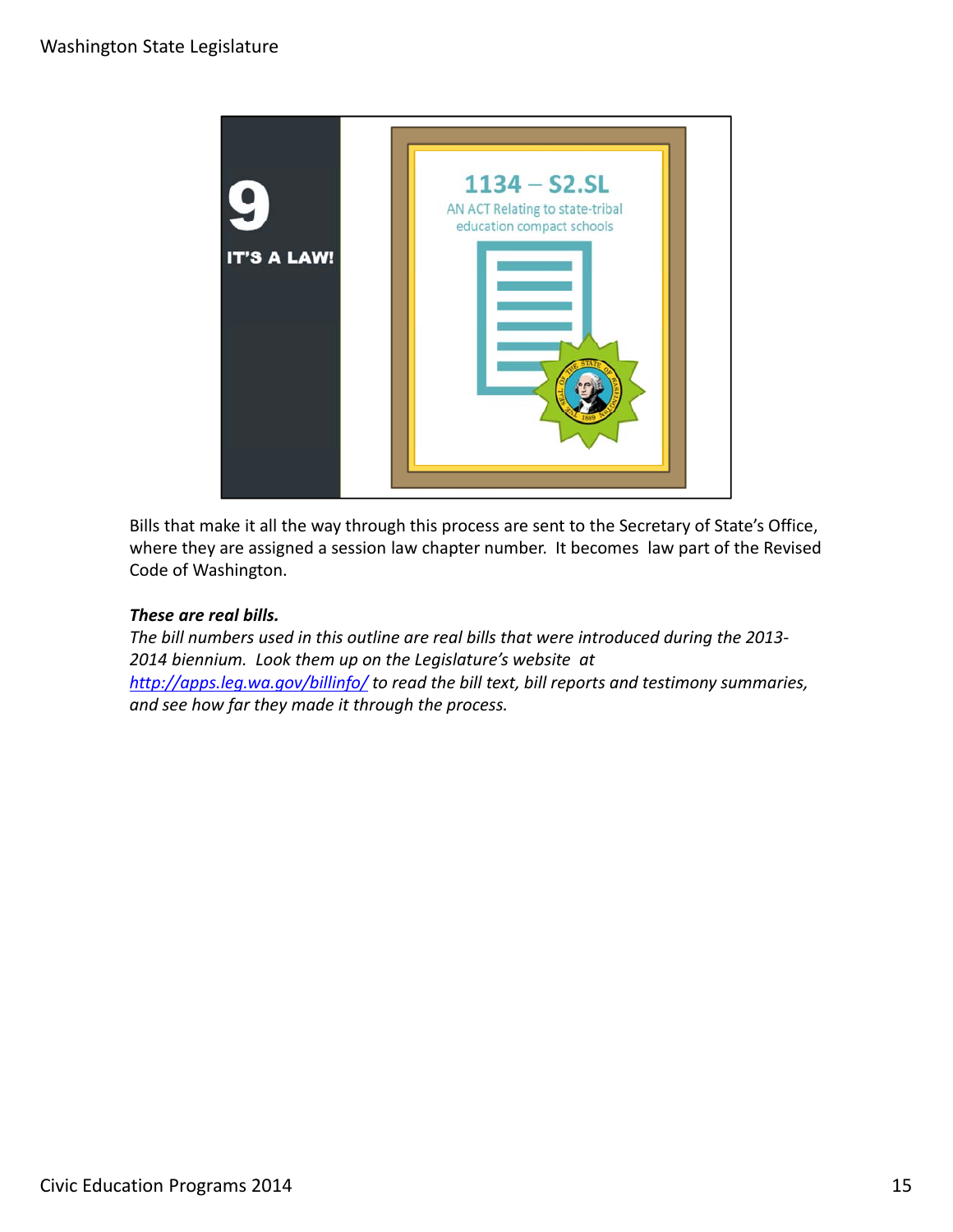Bills that make it all the way through this process are sent to the Secretary of State's Office, where they are assigned a session law chapter number. It becomes law part of the Revised Code of Washington.

***These are real bills.***
*The bill numbers used in this outline are real bills that were introduced during the 2013-2014 biennium. Look them up on the Legislature's website at [http://apps.leg.wa.gov/billinfo/](http://apps.leg.wa.gov/billinfo/) to read the bill text, bill reports and testimony summaries, and see how far they made it through the process.*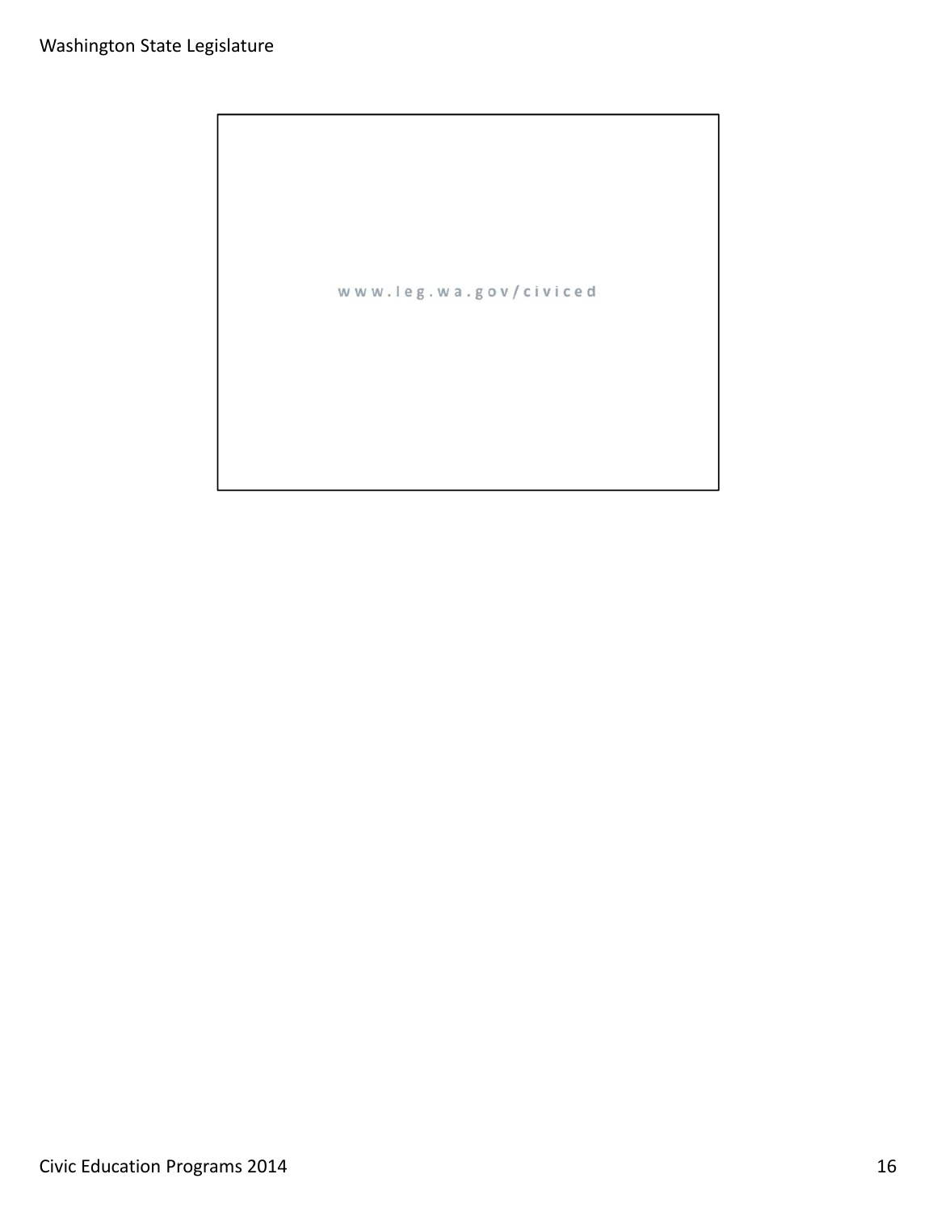www.leg.wa.gov/civiced